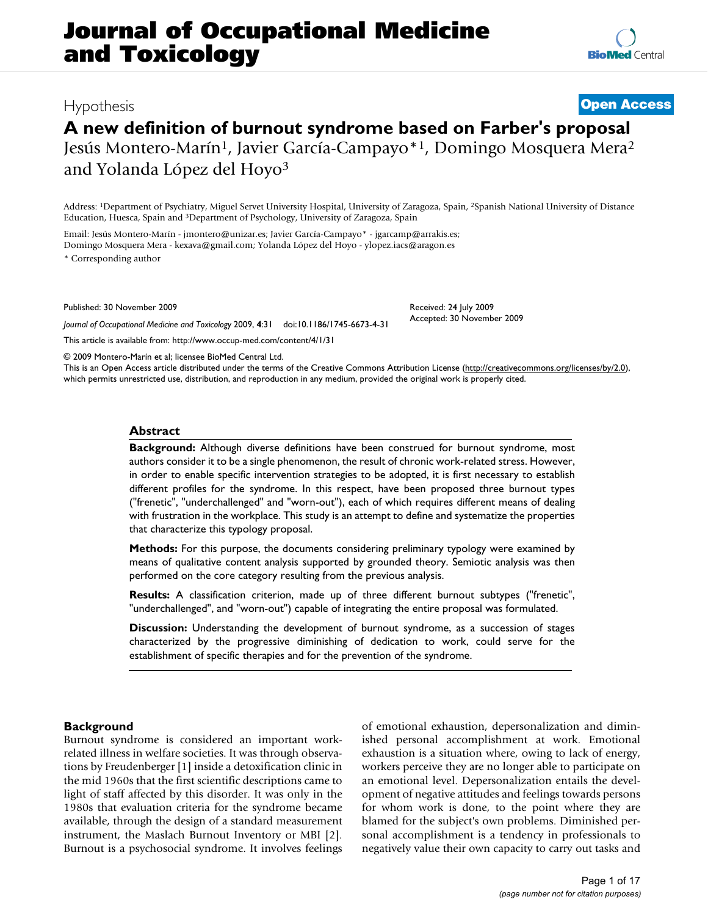# Journal of Occupational Medicine and Toxicology

Hypothesis

**Open Access**

## A new definition of burnout syndrome based on Farber's proposal

Jesús Montero-Marín[1], Javier García-Campayo*[1], Domingo Mosquera Mera[2] and Yolanda López del Hoyo[3]

Address: [1]Department of Psychiatry, Miguel Servet University Hospital, University of Zaragoza, Spain, [2]Spanish National University of Distance Education, Huesca, Spain and [3]Department of Psychology, University of Zaragoza, Spain

Email: Jesús Montero-Marín - jmontero@unizar.es; Javier García-Campayo* - jgarcamp@arrakis.es; Domingo Mosquera Mera - kexava@gmail.com; Yolanda López del Hoyo - ylopez.iacs@aragon.es

* Corresponding author

Published: 30 November 2009

*Journal of Occupational Medicine and Toxicology* 2009, **4**:31 doi:10.1186/1745-6673-4-31

Received: 24 July 2009
Accepted: 30 November 2009

This article is available from: http://www.occup-med.com/content/4/1/31

© 2009 Montero-Marín et al; licensee BioMed Central Ltd.
This is an Open Access article distributed under the terms of the Creative Commons Attribution License (http://creativecommons.org/licenses/by/2.0), which permits unrestricted use, distribution, and reproduction in any medium, provided the original work is properly cited.

### Abstract

**Background:** Although diverse definitions have been construed for burnout syndrome, most authors consider it to be a single phenomenon, the result of chronic work-related stress. However, in order to enable specific intervention strategies to be adopted, it is first necessary to establish different profiles for the syndrome. In this respect, have been proposed three burnout types ("frenetic", "underchallenged" and "worn-out"), each of which requires different means of dealing with frustration in the workplace. This study is an attempt to define and systematize the properties that characterize this typology proposal.

**Methods:** For this purpose, the documents considering preliminary typology were examined by means of qualitative content analysis supported by grounded theory. Semiotic analysis was then performed on the core category resulting from the previous analysis.

**Results:** A classification criterion, made up of three different burnout subtypes ("frenetic", "underchallenged", and "worn-out") capable of integrating the entire proposal was formulated.

**Discussion:** Understanding the development of burnout syndrome, as a succession of stages characterized by the progressive diminishing of dedication to work, could serve for the establishment of specific therapies and for the prevention of the syndrome.

## Background

Burnout syndrome is considered an important work-related illness in welfare societies. It was through observations by Freudenberger [1] inside a detoxification clinic in the mid 1960s that the first scientific descriptions came to light of staff affected by this disorder. It was only in the 1980s that evaluation criteria for the syndrome became available, through the design of a standard measurement instrument, the Maslach Burnout Inventory or MBI [2]. Burnout is a psychosocial syndrome. It involves feelings of emotional exhaustion, depersonalization and diminished personal accomplishment at work. Emotional exhaustion is a situation where, owing to lack of energy, workers perceive they are no longer able to participate on an emotional level. Depersonalization entails the development of negative attitudes and feelings towards persons for whom work is done, to the point where they are blamed for the subject's own problems. Diminished personal accomplishment is a tendency in professionals to negatively value their own capacity to carry out tasks and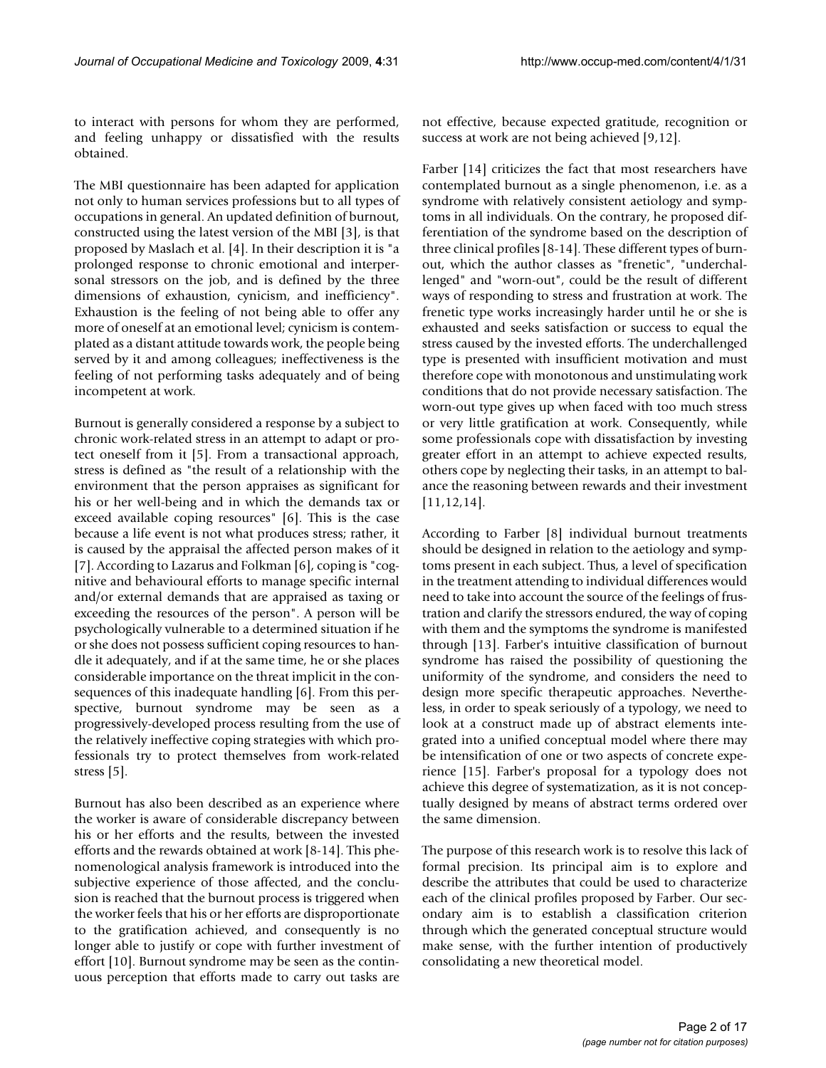to interact with persons for whom they are performed, and feeling unhappy or dissatisfied with the results obtained.

The MBI questionnaire has been adapted for application not only to human services professions but to all types of occupations in general. An updated definition of burnout, constructed using the latest version of the MBI [3], is that proposed by Maslach et al. [4]. In their description it is "a prolonged response to chronic emotional and interpersonal stressors on the job, and is defined by the three dimensions of exhaustion, cynicism, and inefficiency". Exhaustion is the feeling of not being able to offer any more of oneself at an emotional level; cynicism is contemplated as a distant attitude towards work, the people being served by it and among colleagues; ineffectiveness is the feeling of not performing tasks adequately and of being incompetent at work.

Burnout is generally considered a response by a subject to chronic work-related stress in an attempt to adapt or protect oneself from it [5]. From a transactional approach, stress is defined as "the result of a relationship with the environment that the person appraises as significant for his or her well-being and in which the demands tax or exceed available coping resources" [6]. This is the case because a life event is not what produces stress; rather, it is caused by the appraisal the affected person makes of it [7]. According to Lazarus and Folkman [6], coping is "cognitive and behavioural efforts to manage specific internal and/or external demands that are appraised as taxing or exceeding the resources of the person". A person will be psychologically vulnerable to a determined situation if he or she does not possess sufficient coping resources to handle it adequately, and if at the same time, he or she places considerable importance on the threat implicit in the consequences of this inadequate handling [6]. From this perspective, burnout syndrome may be seen as a progressively-developed process resulting from the use of the relatively ineffective coping strategies with which professionals try to protect themselves from work-related stress [5].

Burnout has also been described as an experience where the worker is aware of considerable discrepancy between his or her efforts and the results, between the invested efforts and the rewards obtained at work [8-14]. This phenomenological analysis framework is introduced into the subjective experience of those affected, and the conclusion is reached that the burnout process is triggered when the worker feels that his or her efforts are disproportionate to the gratification achieved, and consequently is no longer able to justify or cope with further investment of effort [10]. Burnout syndrome may be seen as the continuous perception that efforts made to carry out tasks are not effective, because expected gratitude, recognition or success at work are not being achieved [9,12].

Farber [14] criticizes the fact that most researchers have contemplated burnout as a single phenomenon, i.e. as a syndrome with relatively consistent aetiology and symptoms in all individuals. On the contrary, he proposed differentiation of the syndrome based on the description of three clinical profiles [8-14]. These different types of burnout, which the author classes as "frenetic", "underchallenged" and "worn-out", could be the result of different ways of responding to stress and frustration at work. The frenetic type works increasingly harder until he or she is exhausted and seeks satisfaction or success to equal the stress caused by the invested efforts. The underchallenged type is presented with insufficient motivation and must therefore cope with monotonous and unstimulating work conditions that do not provide necessary satisfaction. The worn-out type gives up when faced with too much stress or very little gratification at work. Consequently, while some professionals cope with dissatisfaction by investing greater effort in an attempt to achieve expected results, others cope by neglecting their tasks, in an attempt to balance the reasoning between rewards and their investment [11,12,14].

According to Farber [8] individual burnout treatments should be designed in relation to the aetiology and symptoms present in each subject. Thus, a level of specification in the treatment attending to individual differences would need to take into account the source of the feelings of frustration and clarify the stressors endured, the way of coping with them and the symptoms the syndrome is manifested through [13]. Farber's intuitive classification of burnout syndrome has raised the possibility of questioning the uniformity of the syndrome, and considers the need to design more specific therapeutic approaches. Nevertheless, in order to speak seriously of a typology, we need to look at a construct made up of abstract elements integrated into a unified conceptual model where there may be intensification of one or two aspects of concrete experience [15]. Farber's proposal for a typology does not achieve this degree of systematization, as it is not conceptually designed by means of abstract terms ordered over the same dimension.

The purpose of this research work is to resolve this lack of formal precision. Its principal aim is to explore and describe the attributes that could be used to characterize each of the clinical profiles proposed by Farber. Our secondary aim is to establish a classification criterion through which the generated conceptual structure would make sense, with the further intention of productively consolidating a new theoretical model.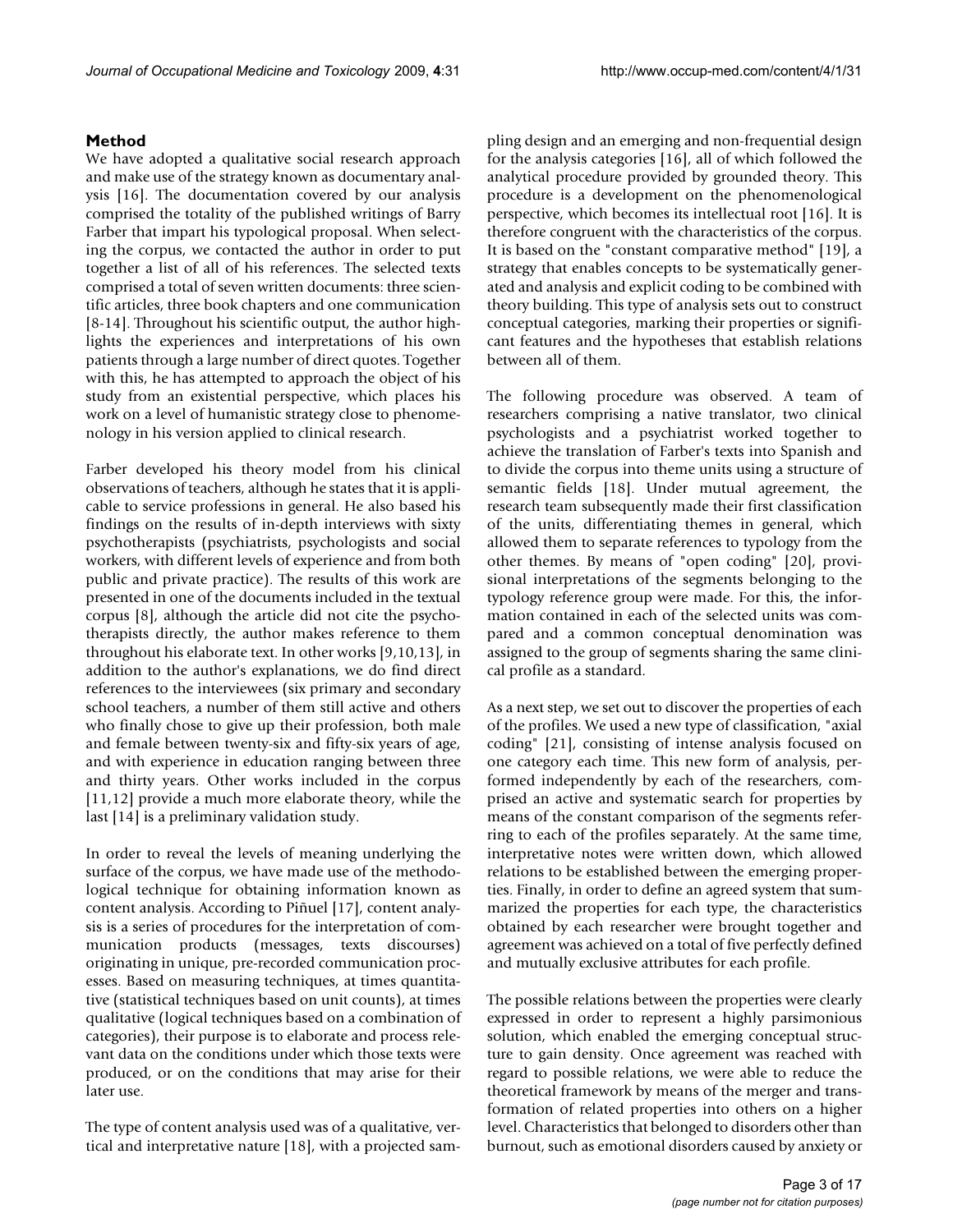## Method

We have adopted a qualitative social research approach and make use of the strategy known as documentary analysis [16]. The documentation covered by our analysis comprised the totality of the published writings of Barry Farber that impart his typological proposal. When selecting the corpus, we contacted the author in order to put together a list of all of his references. The selected texts comprised a total of seven written documents: three scientific articles, three book chapters and one communication [8-14]. Throughout his scientific output, the author highlights the experiences and interpretations of his own patients through a large number of direct quotes. Together with this, he has attempted to approach the object of his study from an existential perspective, which places his work on a level of humanistic strategy close to phenomenology in his version applied to clinical research.

Farber developed his theory model from his clinical observations of teachers, although he states that it is applicable to service professions in general. He also based his findings on the results of in-depth interviews with sixty psychotherapists (psychiatrists, psychologists and social workers, with different levels of experience and from both public and private practice). The results of this work are presented in one of the documents included in the textual corpus [8], although the article did not cite the psychotherapists directly, the author makes reference to them throughout his elaborate text. In other works [9,10,13], in addition to the author's explanations, we do find direct references to the interviewees (six primary and secondary school teachers, a number of them still active and others who finally chose to give up their profession, both male and female between twenty-six and fifty-six years of age, and with experience in education ranging between three and thirty years. Other works included in the corpus [11,12] provide a much more elaborate theory, while the last [14] is a preliminary validation study.

In order to reveal the levels of meaning underlying the surface of the corpus, we have made use of the methodological technique for obtaining information known as content analysis. According to Piñuel [17], content analysis is a series of procedures for the interpretation of communication products (messages, texts discourses) originating in unique, pre-recorded communication processes. Based on measuring techniques, at times quantitative (statistical techniques based on unit counts), at times qualitative (logical techniques based on a combination of categories), their purpose is to elaborate and process relevant data on the conditions under which those texts were produced, or on the conditions that may arise for their later use.

The type of content analysis used was of a qualitative, vertical and interpretative nature [18], with a projected sampling design and an emerging and non-frequential design for the analysis categories [16], all of which followed the analytical procedure provided by grounded theory. This procedure is a development on the phenomenological perspective, which becomes its intellectual root [16]. It is therefore congruent with the characteristics of the corpus. It is based on the "constant comparative method" [19], a strategy that enables concepts to be systematically generated and analysis and explicit coding to be combined with theory building. This type of analysis sets out to construct conceptual categories, marking their properties or significant features and the hypotheses that establish relations between all of them.

The following procedure was observed. A team of researchers comprising a native translator, two clinical psychologists and a psychiatrist worked together to achieve the translation of Farber's texts into Spanish and to divide the corpus into theme units using a structure of semantic fields [18]. Under mutual agreement, the research team subsequently made their first classification of the units, differentiating themes in general, which allowed them to separate references to typology from the other themes. By means of "open coding" [20], provisional interpretations of the segments belonging to the typology reference group were made. For this, the information contained in each of the selected units was compared and a common conceptual denomination was assigned to the group of segments sharing the same clinical profile as a standard.

As a next step, we set out to discover the properties of each of the profiles. We used a new type of classification, "axial coding" [21], consisting of intense analysis focused on one category each time. This new form of analysis, performed independently by each of the researchers, comprised an active and systematic search for properties by means of the constant comparison of the segments referring to each of the profiles separately. At the same time, interpretative notes were written down, which allowed relations to be established between the emerging properties. Finally, in order to define an agreed system that summarized the properties for each type, the characteristics obtained by each researcher were brought together and agreement was achieved on a total of five perfectly defined and mutually exclusive attributes for each profile.

The possible relations between the properties were clearly expressed in order to represent a highly parsimonious solution, which enabled the emerging conceptual structure to gain density. Once agreement was reached with regard to possible relations, we were able to reduce the theoretical framework by means of the merger and transformation of related properties into others on a higher level. Characteristics that belonged to disorders other than burnout, such as emotional disorders caused by anxiety or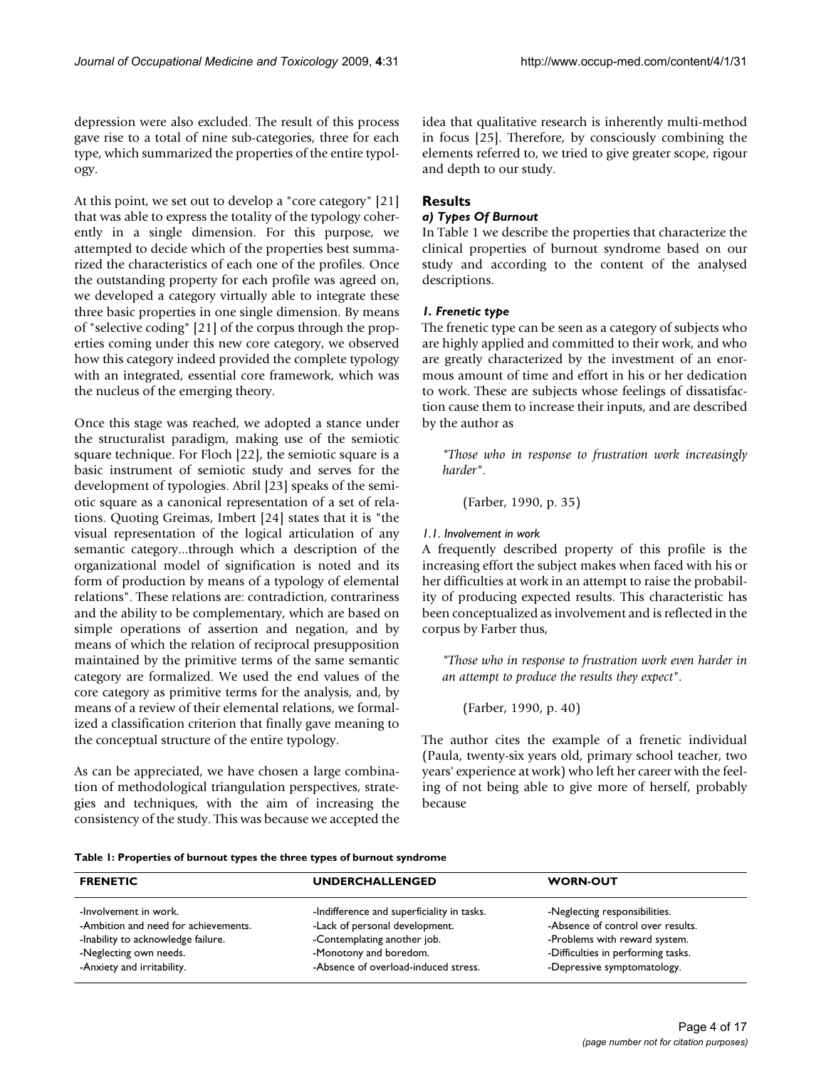depression were also excluded. The result of this process gave rise to a total of nine sub-categories, three for each type, which summarized the properties of the entire typology.

At this point, we set out to develop a "core category" [21] that was able to express the totality of the typology coherently in a single dimension. For this purpose, we attempted to decide which of the properties best summarized the characteristics of each one of the profiles. Once the outstanding property for each profile was agreed on, we developed a category virtually able to integrate these three basic properties in one single dimension. By means of "selective coding" [21] of the corpus through the properties coming under this new core category, we observed how this category indeed provided the complete typology with an integrated, essential core framework, which was the nucleus of the emerging theory.

Once this stage was reached, we adopted a stance under the structuralist paradigm, making use of the semiotic square technique. For Floch [22], the semiotic square is a basic instrument of semiotic study and serves for the development of typologies. Abril [23] speaks of the semiotic square as a canonical representation of a set of relations. Quoting Greimas, Imbert [24] states that it is "the visual representation of the logical articulation of any semantic category...through which a description of the organizational model of signification is noted and its form of production by means of a typology of elemental relations". These relations are: contradiction, contrariness and the ability to be complementary, which are based on simple operations of assertion and negation, and by means of which the relation of reciprocal presupposition maintained by the primitive terms of the same semantic category are formalized. We used the end values of the core category as primitive terms for the analysis, and, by means of a review of their elemental relations, we formalized a classification criterion that finally gave meaning to the conceptual structure of the entire typology.

As can be appreciated, we have chosen a large combination of methodological triangulation perspectives, strategies and techniques, with the aim of increasing the consistency of the study. This was because we accepted the idea that qualitative research is inherently multi-method in focus [25]. Therefore, by consciously combining the elements referred to, we tried to give greater scope, rigour and depth to our study.

## Results

### *a) Types Of Burnout*

In Table 1 we describe the properties that characterize the clinical properties of burnout syndrome based on our study and according to the content of the analysed descriptions.

#### *1. Frenetic type*

The frenetic type can be seen as a category of subjects who are highly applied and committed to their work, and who are greatly characterized by the investment of an enormous amount of time and effort in his or her dedication to work. These are subjects whose feelings of dissatisfaction cause them to increase their inputs, and are described by the author as

> *"Those who in response to frustration work increasingly harder".*
>
> (Farber, 1990, p. 35)

##### *1.1. Involvement in work*

A frequently described property of this profile is the increasing effort the subject makes when faced with his or her difficulties at work in an attempt to raise the probability of producing expected results. This characteristic has been conceptualized as involvement and is reflected in the corpus by Farber thus,

> *"Those who in response to frustration work even harder in an attempt to produce the results they expect".*
>
> (Farber, 1990, p. 40)

The author cites the example of a frenetic individual (Paula, twenty-six years old, primary school teacher, two years' experience at work) who left her career with the feeling of not being able to give more of herself, probably because

**Table 1: Properties of burnout types the three types of burnout syndrome**

| FRENETIC | UNDERCHALLENGED | WORN-OUT |
|---|---|---|
| -Involvement in work. | -Indifference and superficiality in tasks. | -Neglecting responsibilities. |
| -Ambition and need for achievements. | -Lack of personal development. | -Absence of control over results. |
| -Inability to acknowledge failure. | -Contemplating another job. | -Problems with reward system. |
| -Neglecting own needs. | -Monotony and boredom. | -Difficulties in performing tasks. |
| -Anxiety and irritability. | -Absence of overload-induced stress. | -Depressive symptomatology. |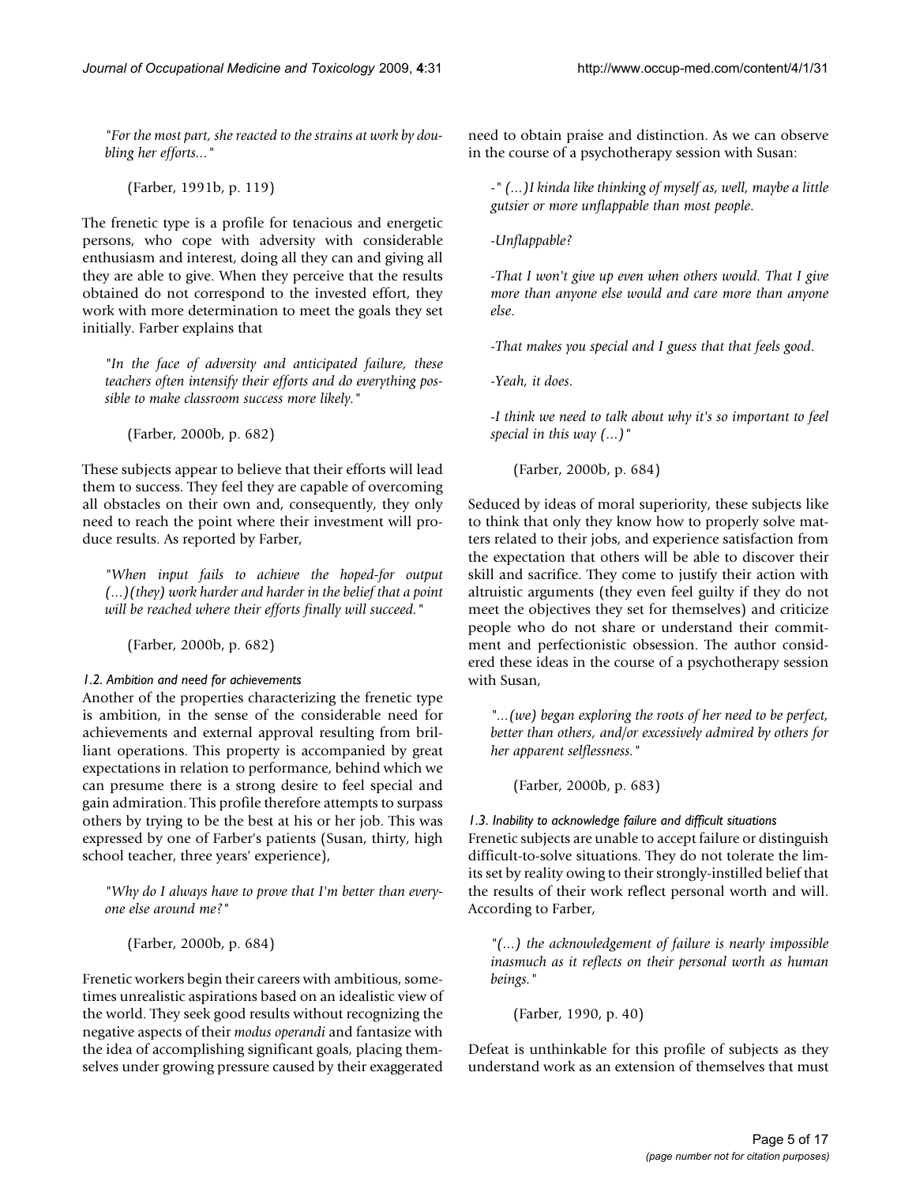*"For the most part, she reacted to the strains at work by doubling her efforts..."*

(Farber, 1991b, p. 119)

The frenetic type is a profile for tenacious and energetic persons, who cope with adversity with considerable enthusiasm and interest, doing all they can and giving all they are able to give. When they perceive that the results obtained do not correspond to the invested effort, they work with more determination to meet the goals they set initially. Farber explains that

*"In the face of adversity and anticipated failure, these teachers often intensify their efforts and do everything possible to make classroom success more likely."*

(Farber, 2000b, p. 682)

These subjects appear to believe that their efforts will lead them to success. They feel they are capable of overcoming all obstacles on their own and, consequently, they only need to reach the point where their investment will produce results. As reported by Farber,

*"When input fails to achieve the hoped-for output (...)(they) work harder and harder in the belief that a point will be reached where their efforts finally will succeed."*

(Farber, 2000b, p. 682)

#### *1.2. Ambition and need for achievements*

Another of the properties characterizing the frenetic type is ambition, in the sense of the considerable need for achievements and external approval resulting from brilliant operations. This property is accompanied by great expectations in relation to performance, behind which we can presume there is a strong desire to feel special and gain admiration. This profile therefore attempts to surpass others by trying to be the best at his or her job. This was expressed by one of Farber's patients (Susan, thirty, high school teacher, three years' experience),

*"Why do I always have to prove that I'm better than everyone else around me?"*

(Farber, 2000b, p. 684)

Frenetic workers begin their careers with ambitious, sometimes unrealistic aspirations based on an idealistic view of the world. They seek good results without recognizing the negative aspects of their *modus operandi* and fantasize with the idea of accomplishing significant goals, placing themselves under growing pressure caused by their exaggerated need to obtain praise and distinction. As we can observe in the course of a psychotherapy session with Susan:

*-" (...)I kinda like thinking of myself as, well, maybe a little gutsier or more unflappable than most people.*

*-Unflappable?*

*-That I won't give up even when others would. That I give more than anyone else would and care more than anyone else.*

*-That makes you special and I guess that that feels good.*

*-Yeah, it does.*

*-I think we need to talk about why it's so important to feel special in this way (...)"*

(Farber, 2000b, p. 684)

Seduced by ideas of moral superiority, these subjects like to think that only they know how to properly solve matters related to their jobs, and experience satisfaction from the expectation that others will be able to discover their skill and sacrifice. They come to justify their action with altruistic arguments (they even feel guilty if they do not meet the objectives they set for themselves) and criticize people who do not share or understand their commitment and perfectionistic obsession. The author considered these ideas in the course of a psychotherapy session with Susan,

*"...(we) began exploring the roots of her need to be perfect, better than others, and/or excessively admired by others for her apparent selflessness."*

(Farber, 2000b, p. 683)

#### *1.3. Inability to acknowledge failure and difficult situations*

Frenetic subjects are unable to accept failure or distinguish difficult-to-solve situations. They do not tolerate the limits set by reality owing to their strongly-instilled belief that the results of their work reflect personal worth and will. According to Farber,

*"(...) the acknowledgement of failure is nearly impossible inasmuch as it reflects on their personal worth as human beings."*

(Farber, 1990, p. 40)

Defeat is unthinkable for this profile of subjects as they understand work as an extension of themselves that must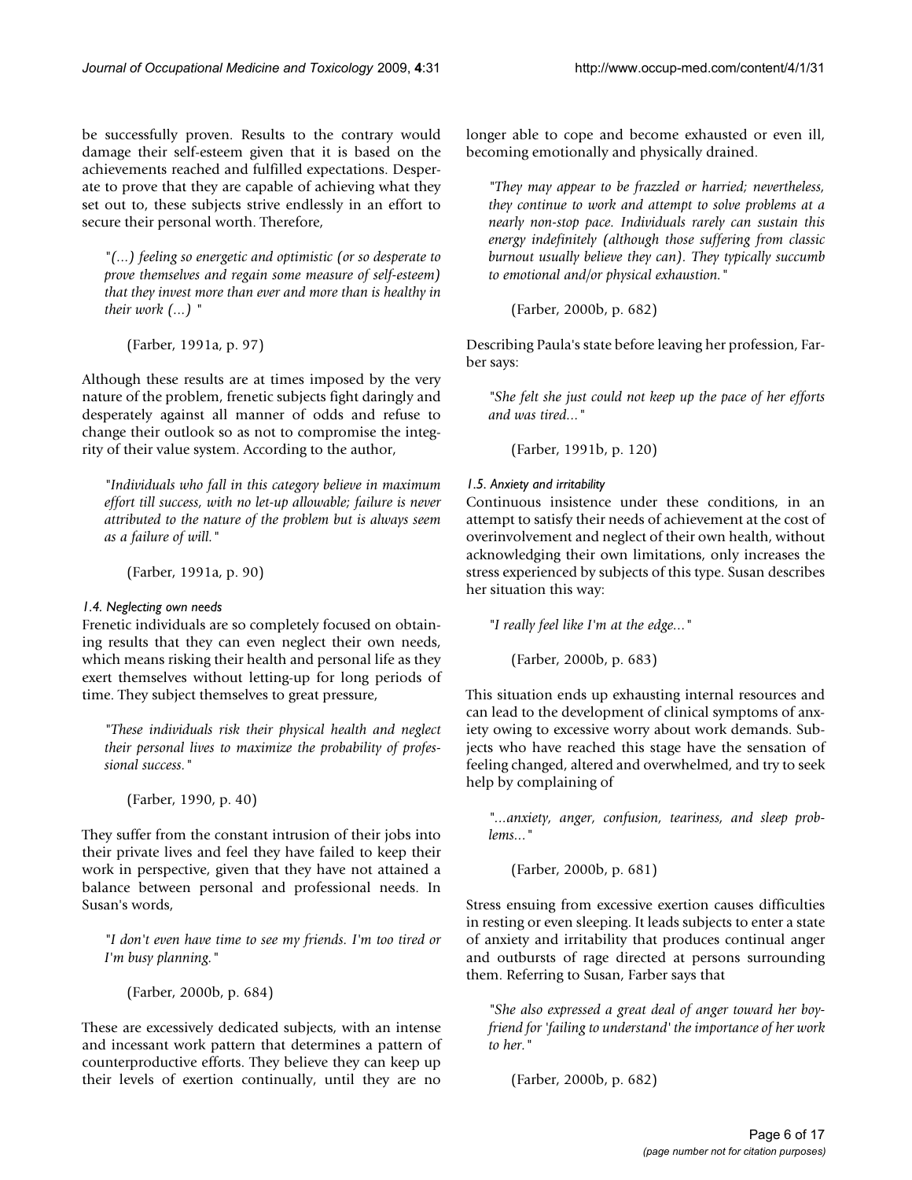be successfully proven. Results to the contrary would damage their self-esteem given that it is based on the achievements reached and fulfilled expectations. Desperate to prove that they are capable of achieving what they set out to, these subjects strive endlessly in an effort to secure their personal worth. Therefore,

> *"(...) feeling so energetic and optimistic (or so desperate to prove themselves and regain some measure of self-esteem) that they invest more than ever and more than is healthy in their work (...) "*
>
> (Farber, 1991a, p. 97)

Although these results are at times imposed by the very nature of the problem, frenetic subjects fight daringly and desperately against all manner of odds and refuse to change their outlook so as not to compromise the integrity of their value system. According to the author,

> *"Individuals who fall in this category believe in maximum effort till success, with no let-up allowable; failure is never attributed to the nature of the problem but is always seem as a failure of will."*
>
> (Farber, 1991a, p. 90)

#### *1.4. Neglecting own needs*

Frenetic individuals are so completely focused on obtaining results that they can even neglect their own needs, which means risking their health and personal life as they exert themselves without letting-up for long periods of time. They subject themselves to great pressure,

> *"These individuals risk their physical health and neglect their personal lives to maximize the probability of professional success."*
>
> (Farber, 1990, p. 40)

They suffer from the constant intrusion of their jobs into their private lives and feel they have failed to keep their work in perspective, given that they have not attained a balance between personal and professional needs. In Susan's words,

> *"I don't even have time to see my friends. I'm too tired or I'm busy planning."*
>
> (Farber, 2000b, p. 684)

These are excessively dedicated subjects, with an intense and incessant work pattern that determines a pattern of counterproductive efforts. They believe they can keep up their levels of exertion continually, until they are no longer able to cope and become exhausted or even ill, becoming emotionally and physically drained.

> *"They may appear to be frazzled or harried; nevertheless, they continue to work and attempt to solve problems at a nearly non-stop pace. Individuals rarely can sustain this energy indefinitely (although those suffering from classic burnout usually believe they can). They typically succumb to emotional and/or physical exhaustion."*
>
> (Farber, 2000b, p. 682)

Describing Paula's state before leaving her profession, Farber says:

> *"She felt she just could not keep up the pace of her efforts and was tired..."*
>
> (Farber, 1991b, p. 120)

#### *1.5. Anxiety and irritability*

Continuous insistence under these conditions, in an attempt to satisfy their needs of achievement at the cost of overinvolvement and neglect of their own health, without acknowledging their own limitations, only increases the stress experienced by subjects of this type. Susan describes her situation this way:

> *"I really feel like I'm at the edge..."*
>
> (Farber, 2000b, p. 683)

This situation ends up exhausting internal resources and can lead to the development of clinical symptoms of anxiety owing to excessive worry about work demands. Subjects who have reached this stage have the sensation of feeling changed, altered and overwhelmed, and try to seek help by complaining of

> *"...anxiety, anger, confusion, teariness, and sleep problems..."*
>
> (Farber, 2000b, p. 681)

Stress ensuing from excessive exertion causes difficulties in resting or even sleeping. It leads subjects to enter a state of anxiety and irritability that produces continual anger and outbursts of rage directed at persons surrounding them. Referring to Susan, Farber says that

> *"She also expressed a great deal of anger toward her boyfriend for 'failing to understand' the importance of her work to her."*
>
> (Farber, 2000b, p. 682)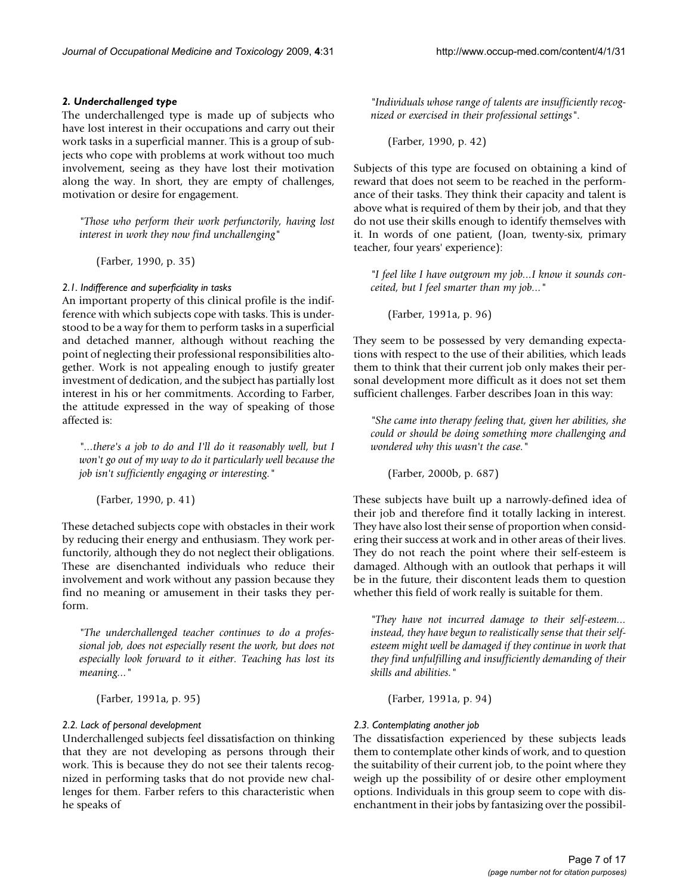### *2. Underchallenged type*

The underchallenged type is made up of subjects who have lost interest in their occupations and carry out their work tasks in a superficial manner. This is a group of subjects who cope with problems at work without too much involvement, seeing as they have lost their motivation along the way. In short, they are empty of challenges, motivation or desire for engagement.

> *"Those who perform their work perfunctorily, having lost interest in work they now find unchallenging"*
>
> (Farber, 1990, p. 35)

#### *2.1. Indifference and superficiality in tasks*

An important property of this clinical profile is the indifference with which subjects cope with tasks. This is understood to be a way for them to perform tasks in a superficial and detached manner, although without reaching the point of neglecting their professional responsibilities altogether. Work is not appealing enough to justify greater investment of dedication, and the subject has partially lost interest in his or her commitments. According to Farber, the attitude expressed in the way of speaking of those affected is:

> *"...there's a job to do and I'll do it reasonably well, but I won't go out of my way to do it particularly well because the job isn't sufficiently engaging or interesting."*
>
> (Farber, 1990, p. 41)

These detached subjects cope with obstacles in their work by reducing their energy and enthusiasm. They work perfunctorily, although they do not neglect their obligations. These are disenchanted individuals who reduce their involvement and work without any passion because they find no meaning or amusement in their tasks they perform.

> *"The underchallenged teacher continues to do a professional job, does not especially resent the work, but does not especially look forward to it either. Teaching has lost its meaning..."*
>
> (Farber, 1991a, p. 95)

#### *2.2. Lack of personal development*

Underchallenged subjects feel dissatisfaction on thinking that they are not developing as persons through their work. This is because they do not see their talents recognized in performing tasks that do not provide new challenges for them. Farber refers to this characteristic when he speaks of

> *"Individuals whose range of talents are insufficiently recognized or exercised in their professional settings".*
>
> (Farber, 1990, p. 42)

Subjects of this type are focused on obtaining a kind of reward that does not seem to be reached in the performance of their tasks. They think their capacity and talent is above what is required of them by their job, and that they do not use their skills enough to identify themselves with it. In words of one patient, (Joan, twenty-six, primary teacher, four years' experience):

> *"I feel like I have outgrown my job...I know it sounds conceited, but I feel smarter than my job..."*
>
> (Farber, 1991a, p. 96)

They seem to be possessed by very demanding expectations with respect to the use of their abilities, which leads them to think that their current job only makes their personal development more difficult as it does not set them sufficient challenges. Farber describes Joan in this way:

> *"She came into therapy feeling that, given her abilities, she could or should be doing something more challenging and wondered why this wasn't the case."*
>
> (Farber, 2000b, p. 687)

These subjects have built up a narrowly-defined idea of their job and therefore find it totally lacking in interest. They have also lost their sense of proportion when considering their success at work and in other areas of their lives. They do not reach the point where their self-esteem is damaged. Although with an outlook that perhaps it will be in the future, their discontent leads them to question whether this field of work really is suitable for them.

> *"They have not incurred damage to their self-esteem... instead, they have begun to realistically sense that their self-esteem might well be damaged if they continue in work that they find unfulfilling and insufficiently demanding of their skills and abilities."*
>
> (Farber, 1991a, p. 94)

#### *2.3. Contemplating another job*

The dissatisfaction experienced by these subjects leads them to contemplate other kinds of work, and to question the suitability of their current job, to the point where they weigh up the possibility of or desire other employment options. Individuals in this group seem to cope with disenchantment in their jobs by fantasizing over the possibil-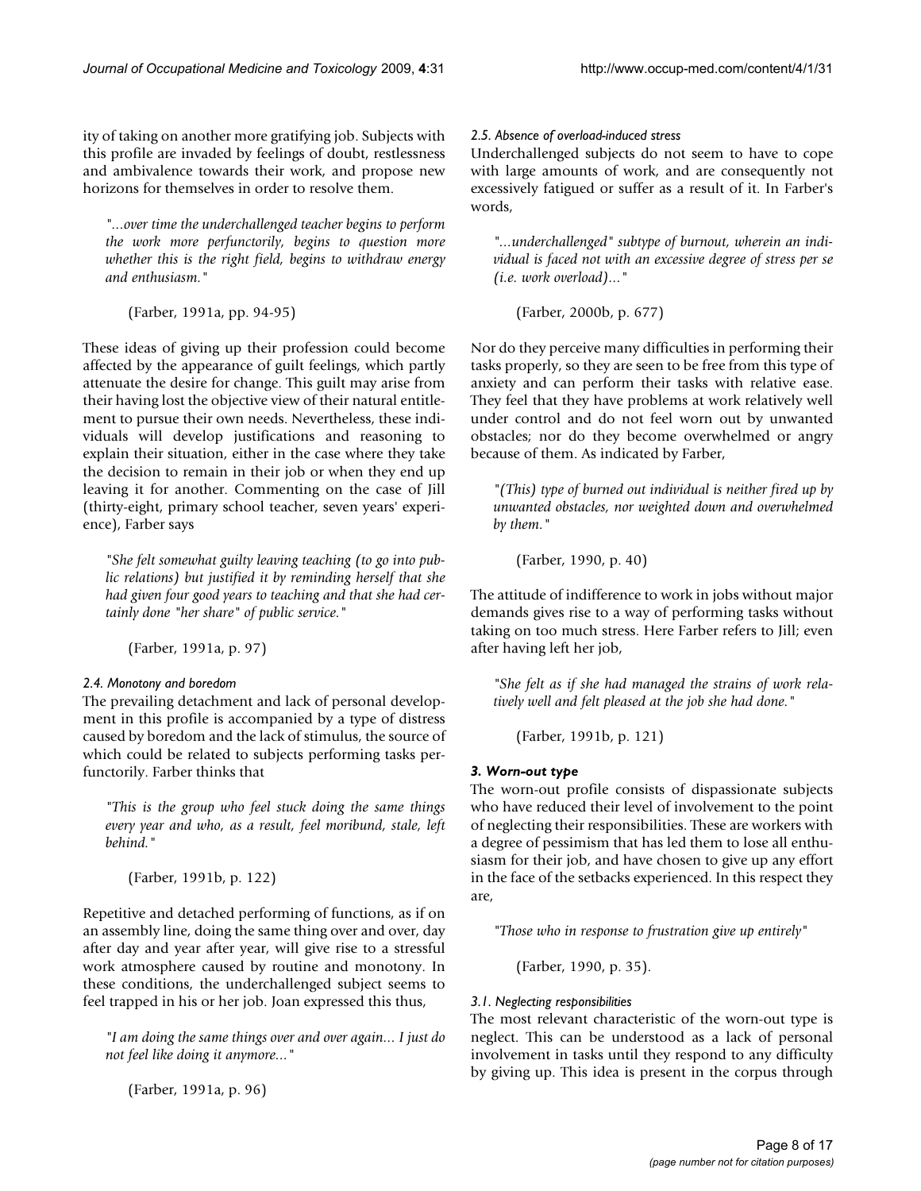ity of taking on another more gratifying job. Subjects with this profile are invaded by feelings of doubt, restlessness and ambivalence towards their work, and propose new horizons for themselves in order to resolve them.

> *"...over time the underchallenged teacher begins to perform the work more perfunctorily, begins to question more whether this is the right field, begins to withdraw energy and enthusiasm."*
>
> (Farber, 1991a, pp. 94-95)

These ideas of giving up their profession could become affected by the appearance of guilt feelings, which partly attenuate the desire for change. This guilt may arise from their having lost the objective view of their natural entitlement to pursue their own needs. Nevertheless, these individuals will develop justifications and reasoning to explain their situation, either in the case where they take the decision to remain in their job or when they end up leaving it for another. Commenting on the case of Jill (thirty-eight, primary school teacher, seven years' experience), Farber says

> *"She felt somewhat guilty leaving teaching (to go into public relations) but justified it by reminding herself that she had given four good years to teaching and that she had certainly done "her share" of public service."*
>
> (Farber, 1991a, p. 97)

#### *2.4. Monotony and boredom*

The prevailing detachment and lack of personal development in this profile is accompanied by a type of distress caused by boredom and the lack of stimulus, the source of which could be related to subjects performing tasks perfunctorily. Farber thinks that

> *"This is the group who feel stuck doing the same things every year and who, as a result, feel moribund, stale, left behind."*
>
> (Farber, 1991b, p. 122)

Repetitive and detached performing of functions, as if on an assembly line, doing the same thing over and over, day after day and year after year, will give rise to a stressful work atmosphere caused by routine and monotony. In these conditions, the underchallenged subject seems to feel trapped in his or her job. Joan expressed this thus,

> *"I am doing the same things over and over again... I just do not feel like doing it anymore..."*
>
> (Farber, 1991a, p. 96)

#### *2.5. Absence of overload-induced stress*

Underchallenged subjects do not seem to have to cope with large amounts of work, and are consequently not excessively fatigued or suffer as a result of it. In Farber's words,

> *"...underchallenged" subtype of burnout, wherein an individual is faced not with an excessive degree of stress per se (i.e. work overload)..."*
>
> (Farber, 2000b, p. 677)

Nor do they perceive many difficulties in performing their tasks properly, so they are seen to be free from this type of anxiety and can perform their tasks with relative ease. They feel that they have problems at work relatively well under control and do not feel worn out by unwanted obstacles; nor do they become overwhelmed or angry because of them. As indicated by Farber,

> *"(This) type of burned out individual is neither fired up by unwanted obstacles, nor weighted down and overwhelmed by them."*
>
> (Farber, 1990, p. 40)

The attitude of indifference to work in jobs without major demands gives rise to a way of performing tasks without taking on too much stress. Here Farber refers to Jill; even after having left her job,

> *"She felt as if she had managed the strains of work relatively well and felt pleased at the job she had done."*
>
> (Farber, 1991b, p. 121)

### *3. Worn-out type*

The worn-out profile consists of dispassionate subjects who have reduced their level of involvement to the point of neglecting their responsibilities. These are workers with a degree of pessimism that has led them to lose all enthusiasm for their job, and have chosen to give up any effort in the face of the setbacks experienced. In this respect they are,

> *"Those who in response to frustration give up entirely"*
>
> (Farber, 1990, p. 35).

#### *3.1. Neglecting responsibilities*

The most relevant characteristic of the worn-out type is neglect. This can be understood as a lack of personal involvement in tasks until they respond to any difficulty by giving up. This idea is present in the corpus through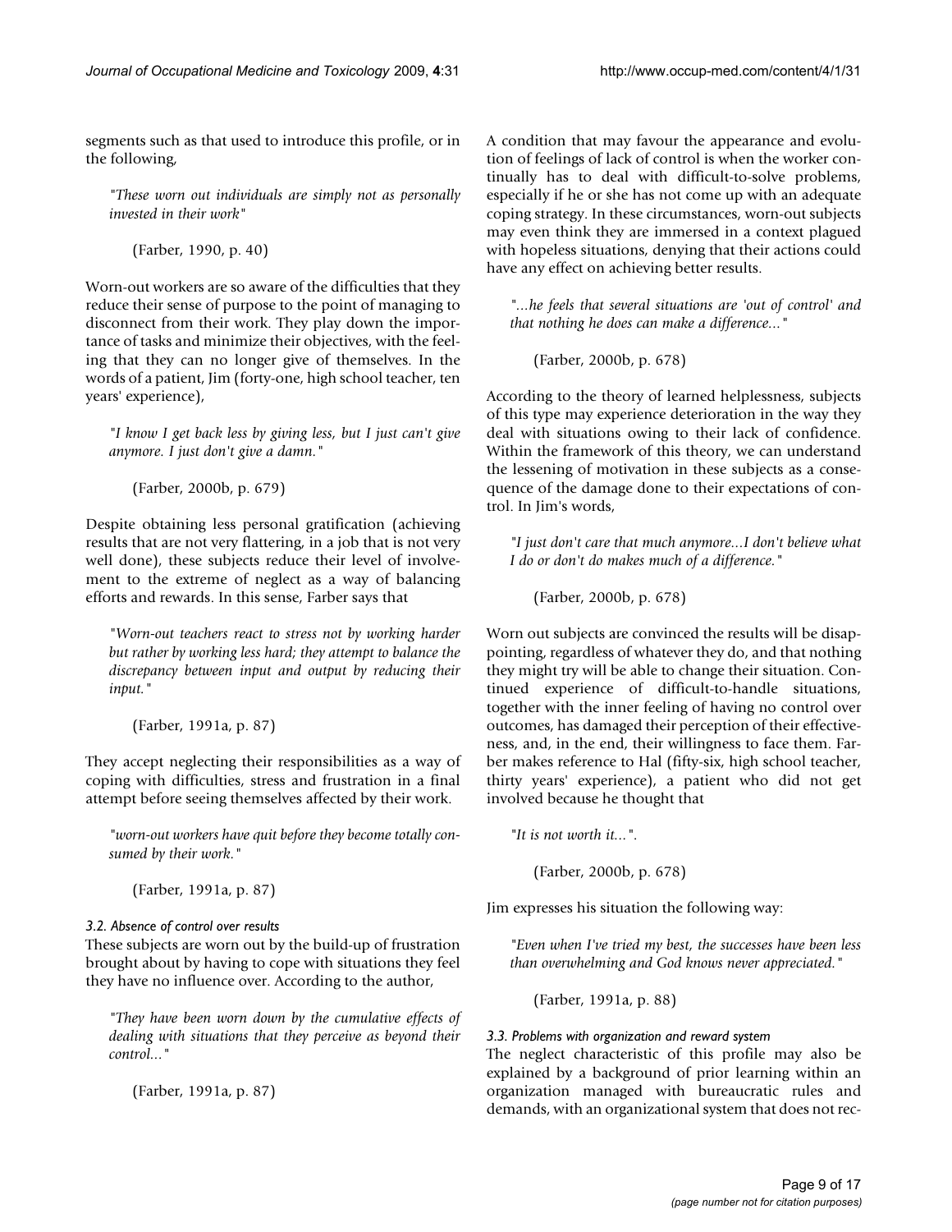segments such as that used to introduce this profile, or in the following,

> *"These worn out individuals are simply not as personally invested in their work"*
>
> (Farber, 1990, p. 40)

Worn-out workers are so aware of the difficulties that they reduce their sense of purpose to the point of managing to disconnect from their work. They play down the importance of tasks and minimize their objectives, with the feeling that they can no longer give of themselves. In the words of a patient, Jim (forty-one, high school teacher, ten years' experience),

> *"I know I get back less by giving less, but I just can't give anymore. I just don't give a damn."*
>
> (Farber, 2000b, p. 679)

Despite obtaining less personal gratification (achieving results that are not very flattering, in a job that is not very well done), these subjects reduce their level of involvement to the extreme of neglect as a way of balancing efforts and rewards. In this sense, Farber says that

> *"Worn-out teachers react to stress not by working harder but rather by working less hard; they attempt to balance the discrepancy between input and output by reducing their input."*
>
> (Farber, 1991a, p. 87)

They accept neglecting their responsibilities as a way of coping with difficulties, stress and frustration in a final attempt before seeing themselves affected by their work.

> *"worn-out workers have quit before they become totally consumed by their work."*
>
> (Farber, 1991a, p. 87)

### *3.2. Absence of control over results*

These subjects are worn out by the build-up of frustration brought about by having to cope with situations they feel they have no influence over. According to the author,

> *"They have been worn down by the cumulative effects of dealing with situations that they perceive as beyond their control..."*
>
> (Farber, 1991a, p. 87)

A condition that may favour the appearance and evolution of feelings of lack of control is when the worker continually has to deal with difficult-to-solve problems, especially if he or she has not come up with an adequate coping strategy. In these circumstances, worn-out subjects may even think they are immersed in a context plagued with hopeless situations, denying that their actions could have any effect on achieving better results.

> *"...he feels that several situations are 'out of control' and that nothing he does can make a difference..."*
>
> (Farber, 2000b, p. 678)

According to the theory of learned helplessness, subjects of this type may experience deterioration in the way they deal with situations owing to their lack of confidence. Within the framework of this theory, we can understand the lessening of motivation in these subjects as a consequence of the damage done to their expectations of control. In Jim's words,

> *"I just don't care that much anymore...I don't believe what I do or don't do makes much of a difference."*
>
> (Farber, 2000b, p. 678)

Worn out subjects are convinced the results will be disappointing, regardless of whatever they do, and that nothing they might try will be able to change their situation. Continued experience of difficult-to-handle situations, together with the inner feeling of having no control over outcomes, has damaged their perception of their effectiveness, and, in the end, their willingness to face them. Farber makes reference to Hal (fifty-six, high school teacher, thirty years' experience), a patient who did not get involved because he thought that

> *"It is not worth it..."*.
>
> (Farber, 2000b, p. 678)

Jim expresses his situation the following way:

> *"Even when I've tried my best, the successes have been less than overwhelming and God knows never appreciated."*
>
> (Farber, 1991a, p. 88)

### *3.3. Problems with organization and reward system*

The neglect characteristic of this profile may also be explained by a background of prior learning within an organization managed with bureaucratic rules and demands, with an organizational system that does not rec-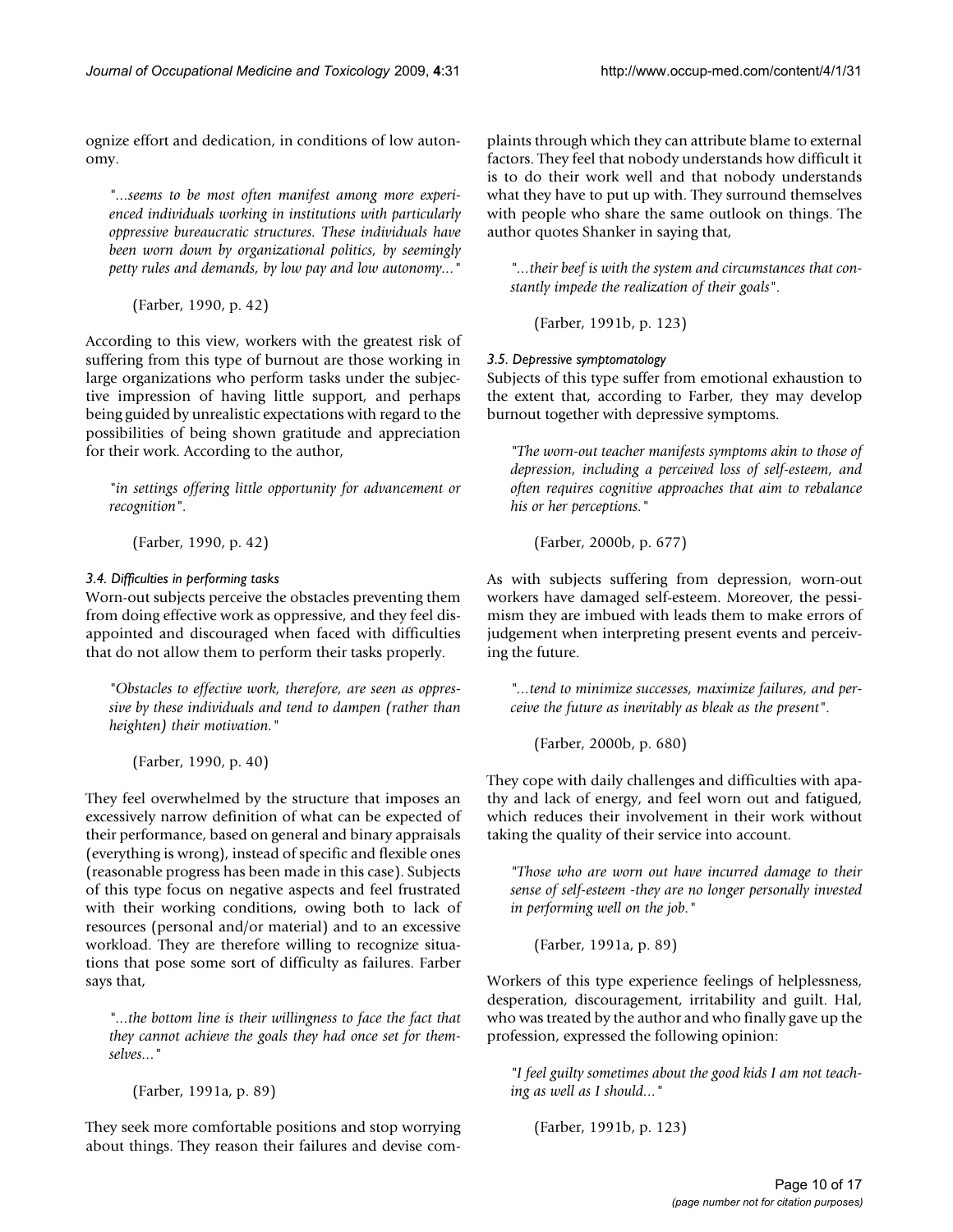ognize effort and dedication, in conditions of low autonomy.

> *"...seems to be most often manifest among more experienced individuals working in institutions with particularly oppressive bureaucratic structures. These individuals have been worn down by organizational politics, by seemingly petty rules and demands, by low pay and low autonomy..."*
>
> (Farber, 1990, p. 42)

According to this view, workers with the greatest risk of suffering from this type of burnout are those working in large organizations who perform tasks under the subjective impression of having little support, and perhaps being guided by unrealistic expectations with regard to the possibilities of being shown gratitude and appreciation for their work. According to the author,

> *"in settings offering little opportunity for advancement or recognition".*
>
> (Farber, 1990, p. 42)

#### *3.4. Difficulties in performing tasks*

Worn-out subjects perceive the obstacles preventing them from doing effective work as oppressive, and they feel disappointed and discouraged when faced with difficulties that do not allow them to perform their tasks properly.

> *"Obstacles to effective work, therefore, are seen as oppressive by these individuals and tend to dampen (rather than heighten) their motivation."*
>
> (Farber, 1990, p. 40)

They feel overwhelmed by the structure that imposes an excessively narrow definition of what can be expected of their performance, based on general and binary appraisals (everything is wrong), instead of specific and flexible ones (reasonable progress has been made in this case). Subjects of this type focus on negative aspects and feel frustrated with their working conditions, owing both to lack of resources (personal and/or material) and to an excessive workload. They are therefore willing to recognize situations that pose some sort of difficulty as failures. Farber says that,

> *"...the bottom line is their willingness to face the fact that they cannot achieve the goals they had once set for themselves..."*
>
> (Farber, 1991a, p. 89)

They seek more comfortable positions and stop worrying about things. They reason their failures and devise complaints through which they can attribute blame to external factors. They feel that nobody understands how difficult it is to do their work well and that nobody understands what they have to put up with. They surround themselves with people who share the same outlook on things. The author quotes Shanker in saying that,

> *"...their beef is with the system and circumstances that constantly impede the realization of their goals".*
>
> (Farber, 1991b, p. 123)

#### *3.5. Depressive symptomatology*

Subjects of this type suffer from emotional exhaustion to the extent that, according to Farber, they may develop burnout together with depressive symptoms.

> *"The worn-out teacher manifests symptoms akin to those of depression, including a perceived loss of self-esteem, and often requires cognitive approaches that aim to rebalance his or her perceptions."*
>
> (Farber, 2000b, p. 677)

As with subjects suffering from depression, worn-out workers have damaged self-esteem. Moreover, the pessimism they are imbued with leads them to make errors of judgement when interpreting present events and perceiving the future.

> *"...tend to minimize successes, maximize failures, and perceive the future as inevitably as bleak as the present".*
>
> (Farber, 2000b, p. 680)

They cope with daily challenges and difficulties with apathy and lack of energy, and feel worn out and fatigued, which reduces their involvement in their work without taking the quality of their service into account.

> *"Those who are worn out have incurred damage to their sense of self-esteem -they are no longer personally invested in performing well on the job."*
>
> (Farber, 1991a, p. 89)

Workers of this type experience feelings of helplessness, desperation, discouragement, irritability and guilt. Hal, who was treated by the author and who finally gave up the profession, expressed the following opinion:

> *"I feel guilty sometimes about the good kids I am not teaching as well as I should..."*
>
> (Farber, 1991b, p. 123)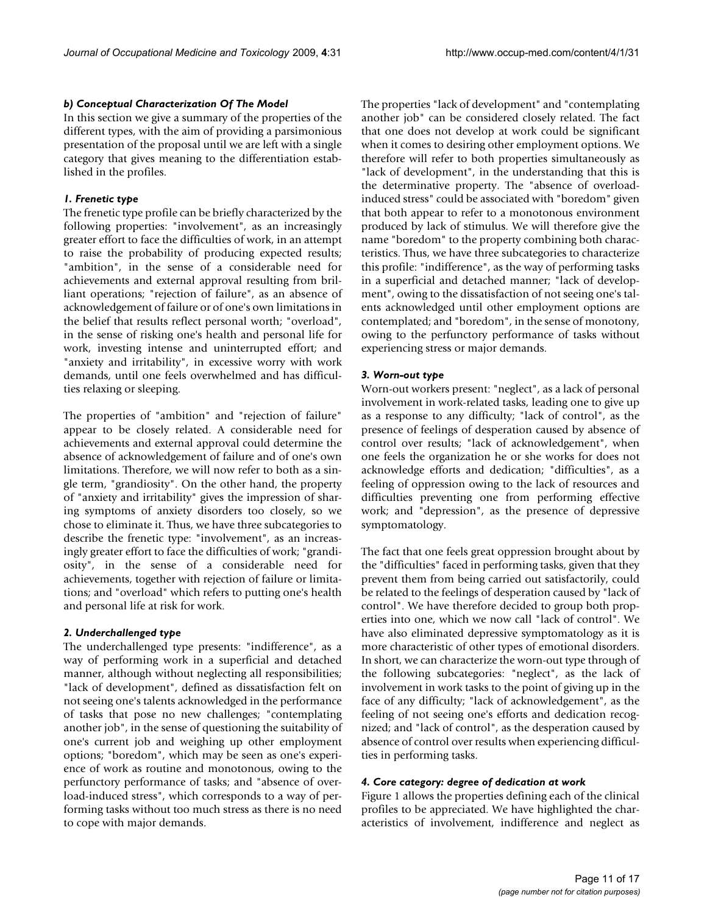### *b) Conceptual Characterization Of The Model*

In this section we give a summary of the properties of the different types, with the aim of providing a parsimonious presentation of the proposal until we are left with a single category that gives meaning to the differentiation established in the profiles.

#### *1. Frenetic type*

The frenetic type profile can be briefly characterized by the following properties: "involvement", as an increasingly greater effort to face the difficulties of work, in an attempt to raise the probability of producing expected results; "ambition", in the sense of a considerable need for achievements and external approval resulting from brilliant operations; "rejection of failure", as an absence of acknowledgement of failure or of one's own limitations in the belief that results reflect personal worth; "overload", in the sense of risking one's health and personal life for work, investing intense and uninterrupted effort; and "anxiety and irritability", in excessive worry with work demands, until one feels overwhelmed and has difficulties relaxing or sleeping.

The properties of "ambition" and "rejection of failure" appear to be closely related. A considerable need for achievements and external approval could determine the absence of acknowledgement of failure and of one's own limitations. Therefore, we will now refer to both as a single term, "grandiosity". On the other hand, the property of "anxiety and irritability" gives the impression of sharing symptoms of anxiety disorders too closely, so we chose to eliminate it. Thus, we have three subcategories to describe the frenetic type: "involvement", as an increasingly greater effort to face the difficulties of work; "grandiosity", in the sense of a considerable need for achievements, together with rejection of failure or limitations; and "overload" which refers to putting one's health and personal life at risk for work.

#### *2. Underchallenged type*

The underchallenged type presents: "indifference", as a way of performing work in a superficial and detached manner, although without neglecting all responsibilities; "lack of development", defined as dissatisfaction felt on not seeing one's talents acknowledged in the performance of tasks that pose no new challenges; "contemplating another job", in the sense of questioning the suitability of one's current job and weighing up other employment options; "boredom", which may be seen as one's experience of work as routine and monotonous, owing to the perfunctory performance of tasks; and "absence of overload-induced stress", which corresponds to a way of performing tasks without too much stress as there is no need to cope with major demands.

The properties "lack of development" and "contemplating another job" can be considered closely related. The fact that one does not develop at work could be significant when it comes to desiring other employment options. We therefore will refer to both properties simultaneously as "lack of development", in the understanding that this is the determinative property. The "absence of overload-induced stress" could be associated with "boredom" given that both appear to refer to a monotonous environment produced by lack of stimulus. We will therefore give the name "boredom" to the property combining both characteristics. Thus, we have three subcategories to characterize this profile: "indifference", as the way of performing tasks in a superficial and detached manner; "lack of development", owing to the dissatisfaction of not seeing one's talents acknowledged until other employment options are contemplated; and "boredom", in the sense of monotony, owing to the perfunctory performance of tasks without experiencing stress or major demands.

#### *3. Worn-out type*

Worn-out workers present: "neglect", as a lack of personal involvement in work-related tasks, leading one to give up as a response to any difficulty; "lack of control", as the presence of feelings of desperation caused by absence of control over results; "lack of acknowledgement", when one feels the organization he or she works for does not acknowledge efforts and dedication; "difficulties", as a feeling of oppression owing to the lack of resources and difficulties preventing one from performing effective work; and "depression", as the presence of depressive symptomatology.

The fact that one feels great oppression brought about by the "difficulties" faced in performing tasks, given that they prevent them from being carried out satisfactorily, could be related to the feelings of desperation caused by "lack of control". We have therefore decided to group both properties into one, which we now call "lack of control". We have also eliminated depressive symptomatology as it is more characteristic of other types of emotional disorders. In short, we can characterize the worn-out type through of the following subcategories: "neglect", as the lack of involvement in work tasks to the point of giving up in the face of any difficulty; "lack of acknowledgement", as the feeling of not seeing one's efforts and dedication recognized; and "lack of control", as the desperation caused by absence of control over results when experiencing difficulties in performing tasks.

#### *4. Core category: degree of dedication at work*

Figure 1 allows the properties defining each of the clinical profiles to be appreciated. We have highlighted the characteristics of involvement, indifference and neglect as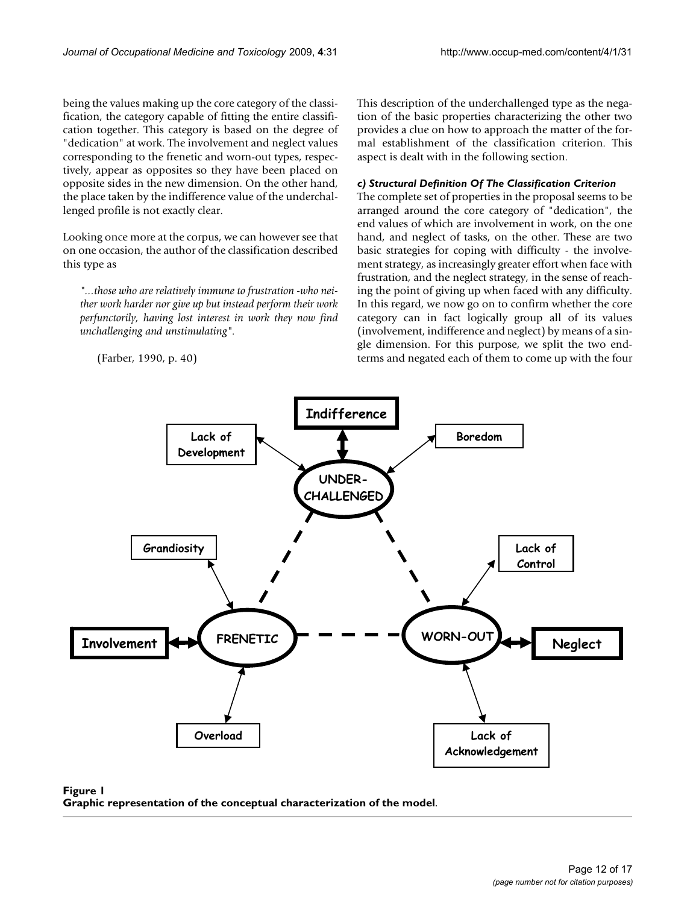being the values making up the core category of the classification, the category capable of fitting the entire classification together. This category is based on the degree of "dedication" at work. The involvement and neglect values corresponding to the frenetic and worn-out types, respectively, appear as opposites so they have been placed on opposite sides in the new dimension. On the other hand, the place taken by the indifference value of the underchallenged profile is not exactly clear.

Looking once more at the corpus, we can however see that on one occasion, the author of the classification described this type as

> "...*those who are relatively immune to frustration -who neither work harder nor give up but instead perform their work perfunctorily, having lost interest in work they now find unchallenging and unstimulating*".
>
> (Farber, 1990, p. 40)

This description of the underchallenged type as the negation of the basic properties characterizing the other two provides a clue on how to approach the matter of the formal establishment of the classification criterion. This aspect is dealt with in the following section.

#### *c) Structural Definition Of The Classification Criterion*

The complete set of properties in the proposal seems to be arranged around the core category of "dedication", the end values of which are involvement in work, on the one hand, and neglect of tasks, on the other. These are two basic strategies for coping with difficulty - the involvement strategy, as increasingly greater effort when face with frustration, and the neglect strategy, in the sense of reaching the point of giving up when faced with any difficulty. In this regard, we now go on to confirm whether the core category can in fact logically group all of its values (involvement, indifference and neglect) by means of a single dimension. For this purpose, we split the two end-terms and negated each of them to come up with the four

**Figure 1**
**Graphic representation of the conceptual characterization of the model**.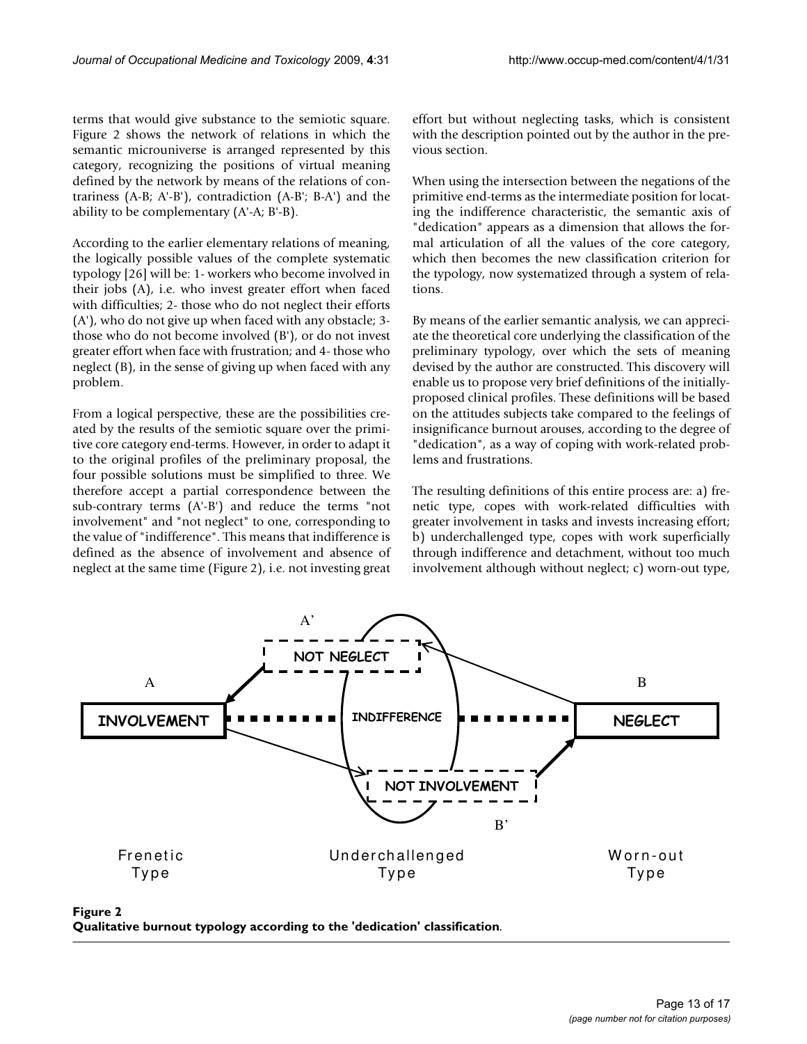terms that would give substance to the semiotic square. Figure 2 shows the network of relations in which the semantic microuniverse is arranged represented by this category, recognizing the positions of virtual meaning defined by the network by means of the relations of contrariness (A-B; A'-B'), contradiction (A-B'; B-A') and the ability to be complementary (A'-A; B'-B).

According to the earlier elementary relations of meaning, the logically possible values of the complete systematic typology [26] will be: 1- workers who become involved in their jobs (A), i.e. who invest greater effort when faced with difficulties; 2- those who do not neglect their efforts (A'), who do not give up when faced with any obstacle; 3- those who do not become involved (B'), or do not invest greater effort when face with frustration; and 4- those who neglect (B), in the sense of giving up when faced with any problem.

From a logical perspective, these are the possibilities created by the results of the semiotic square over the primitive core category end-terms. However, in order to adapt it to the original profiles of the preliminary proposal, the four possible solutions must be simplified to three. We therefore accept a partial correspondence between the sub-contrary terms (A'-B') and reduce the terms "not involvement" and "not neglect" to one, corresponding to the value of "indifference". This means that indifference is defined as the absence of involvement and absence of neglect at the same time (Figure 2), i.e. not investing great effort but without neglecting tasks, which is consistent with the description pointed out by the author in the previous section.

When using the intersection between the negations of the primitive end-terms as the intermediate position for locating the indifference characteristic, the semantic axis of "dedication" appears as a dimension that allows the formal articulation of all the values of the core category, which then becomes the new classification criterion for the typology, now systematized through a system of relations.

By means of the earlier semantic analysis, we can appreciate the theoretical core underlying the classification of the preliminary typology, over which the sets of meaning devised by the author are constructed. This discovery will enable us to propose very brief definitions of the initially-proposed clinical profiles. These definitions will be based on the attitudes subjects take compared to the feelings of insignificance burnout arouses, according to the degree of "dedication", as a way of coping with work-related problems and frustrations.

The resulting definitions of this entire process are: a) frenetic type, copes with work-related difficulties with greater involvement in tasks and invests increasing effort; b) underchallenged type, copes with work superficially through indifference and detachment, without too much involvement although without neglect; c) worn-out type,

**Figure 2**
**Qualitative burnout typology according to the 'dedication' classification**.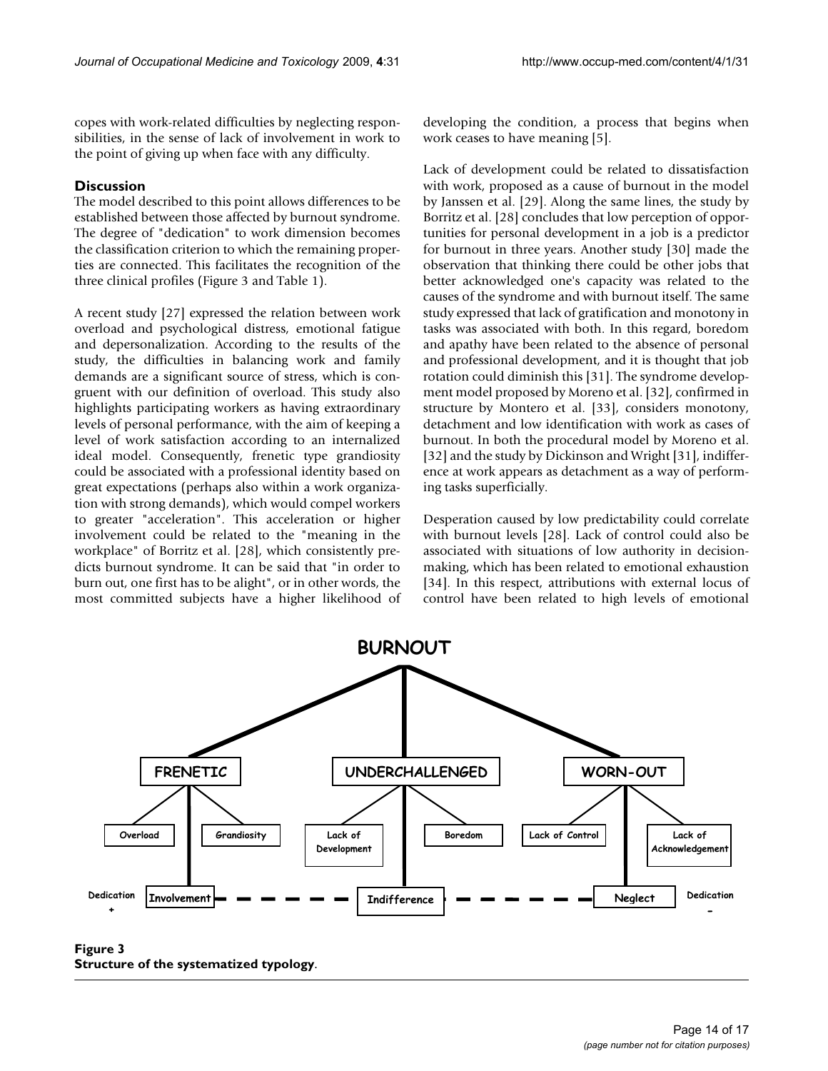copes with work-related difficulties by neglecting responsibilities, in the sense of lack of involvement in work to the point of giving up when face with any difficulty.

## Discussion

The model described to this point allows differences to be established between those affected by burnout syndrome. The degree of "dedication" to work dimension becomes the classification criterion to which the remaining properties are connected. This facilitates the recognition of the three clinical profiles (Figure 3 and Table 1).

A recent study [27] expressed the relation between work overload and psychological distress, emotional fatigue and depersonalization. According to the results of the study, the difficulties in balancing work and family demands are a significant source of stress, which is congruent with our definition of overload. This study also highlights participating workers as having extraordinary levels of personal performance, with the aim of keeping a level of work satisfaction according to an internalized ideal model. Consequently, frenetic type grandiosity could be associated with a professional identity based on great expectations (perhaps also within a work organization with strong demands), which would compel workers to greater "acceleration". This acceleration or higher involvement could be related to the "meaning in the workplace" of Borritz et al. [28], which consistently predicts burnout syndrome. It can be said that "in order to burn out, one first has to be alight", or in other words, the most committed subjects have a higher likelihood of developing the condition, a process that begins when work ceases to have meaning [5].

Lack of development could be related to dissatisfaction with work, proposed as a cause of burnout in the model by Janssen et al. [29]. Along the same lines, the study by Borritz et al. [28] concludes that low perception of opportunities for personal development in a job is a predictor for burnout in three years. Another study [30] made the observation that thinking there could be other jobs that better acknowledged one's capacity was related to the causes of the syndrome and with burnout itself. The same study expressed that lack of gratification and monotony in tasks was associated with both. In this regard, boredom and apathy have been related to the absence of personal and professional development, and it is thought that job rotation could diminish this [31]. The syndrome development model proposed by Moreno et al. [32], confirmed in structure by Montero et al. [33], considers monotony, detachment and low identification with work as cases of burnout. In both the procedural model by Moreno et al. [32] and the study by Dickinson and Wright [31], indifference at work appears as detachment as a way of performing tasks superficially.

Desperation caused by low predictability could correlate with burnout levels [28]. Lack of control could also be associated with situations of low authority in decision-making, which has been related to emotional exhaustion [34]. In this respect, attributions with external locus of control have been related to high levels of emotional

**Figure 3**
**Structure of the systematized typology**.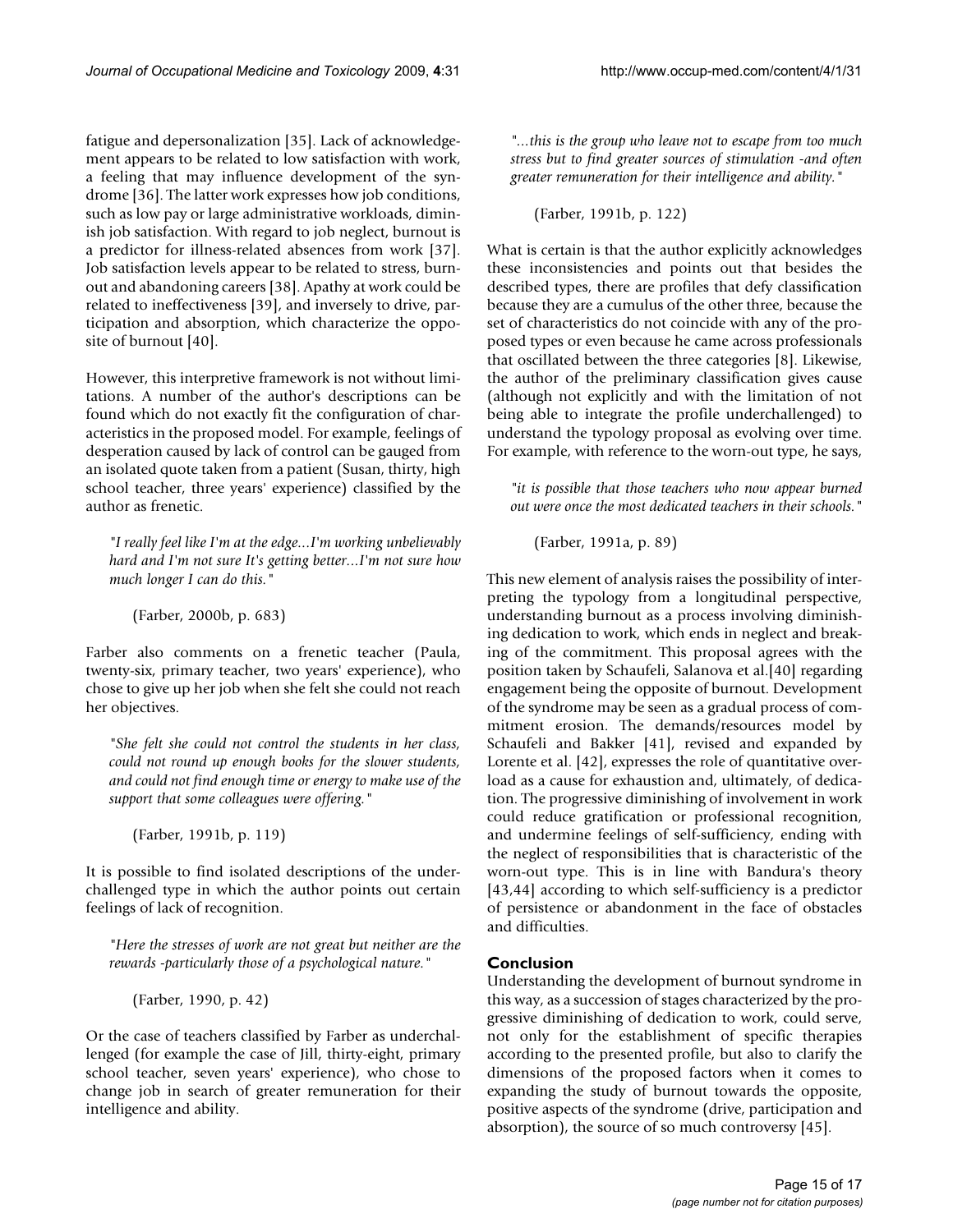fatigue and depersonalization [35]. Lack of acknowledgement appears to be related to low satisfaction with work, a feeling that may influence development of the syndrome [36]. The latter work expresses how job conditions, such as low pay or large administrative workloads, diminish job satisfaction. With regard to job neglect, burnout is a predictor for illness-related absences from work [37]. Job satisfaction levels appear to be related to stress, burnout and abandoning careers [38]. Apathy at work could be related to ineffectiveness [39], and inversely to drive, participation and absorption, which characterize the opposite of burnout [40].

However, this interpretive framework is not without limitations. A number of the author's descriptions can be found which do not exactly fit the configuration of characteristics in the proposed model. For example, feelings of desperation caused by lack of control can be gauged from an isolated quote taken from a patient (Susan, thirty, high school teacher, three years' experience) classified by the author as frenetic.

> *"I really feel like I'm at the edge...I'm working unbelievably hard and I'm not sure It's getting better...I'm not sure how much longer I can do this."*
>
> (Farber, 2000b, p. 683)

Farber also comments on a frenetic teacher (Paula, twenty-six, primary teacher, two years' experience), who chose to give up her job when she felt she could not reach her objectives.

> *"She felt she could not control the students in her class, could not round up enough books for the slower students, and could not find enough time or energy to make use of the support that some colleagues were offering."*
>
> (Farber, 1991b, p. 119)

It is possible to find isolated descriptions of the underchallenged type in which the author points out certain feelings of lack of recognition.

> *"Here the stresses of work are not great but neither are the rewards -particularly those of a psychological nature."*
>
> (Farber, 1990, p. 42)

Or the case of teachers classified by Farber as underchallenged (for example the case of Jill, thirty-eight, primary school teacher, seven years' experience), who chose to change job in search of greater remuneration for their intelligence and ability.

> *"...this is the group who leave not to escape from too much stress but to find greater sources of stimulation -and often greater remuneration for their intelligence and ability."*
>
> (Farber, 1991b, p. 122)

What is certain is that the author explicitly acknowledges these inconsistencies and points out that besides the described types, there are profiles that defy classification because they are a cumulus of the other three, because the set of characteristics do not coincide with any of the proposed types or even because he came across professionals that oscillated between the three categories [8]. Likewise, the author of the preliminary classification gives cause (although not explicitly and with the limitation of not being able to integrate the profile underchallenged) to understand the typology proposal as evolving over time. For example, with reference to the worn-out type, he says,

> *"it is possible that those teachers who now appear burned out were once the most dedicated teachers in their schools."*
>
> (Farber, 1991a, p. 89)

This new element of analysis raises the possibility of interpreting the typology from a longitudinal perspective, understanding burnout as a process involving diminishing dedication to work, which ends in neglect and breaking of the commitment. This proposal agrees with the position taken by Schaufeli, Salanova et al.[40] regarding engagement being the opposite of burnout. Development of the syndrome may be seen as a gradual process of commitment erosion. The demands/resources model by Schaufeli and Bakker [41], revised and expanded by Lorente et al. [42], expresses the role of quantitative overload as a cause for exhaustion and, ultimately, of dedication. The progressive diminishing of involvement in work could reduce gratification or professional recognition, and undermine feelings of self-sufficiency, ending with the neglect of responsibilities that is characteristic of the worn-out type. This is in line with Bandura's theory [43,44] according to which self-sufficiency is a predictor of persistence or abandonment in the face of obstacles and difficulties.

## Conclusion

Understanding the development of burnout syndrome in this way, as a succession of stages characterized by the progressive diminishing of dedication to work, could serve, not only for the establishment of specific therapies according to the presented profile, but also to clarify the dimensions of the proposed factors when it comes to expanding the study of burnout towards the opposite, positive aspects of the syndrome (drive, participation and absorption), the source of so much controversy [45].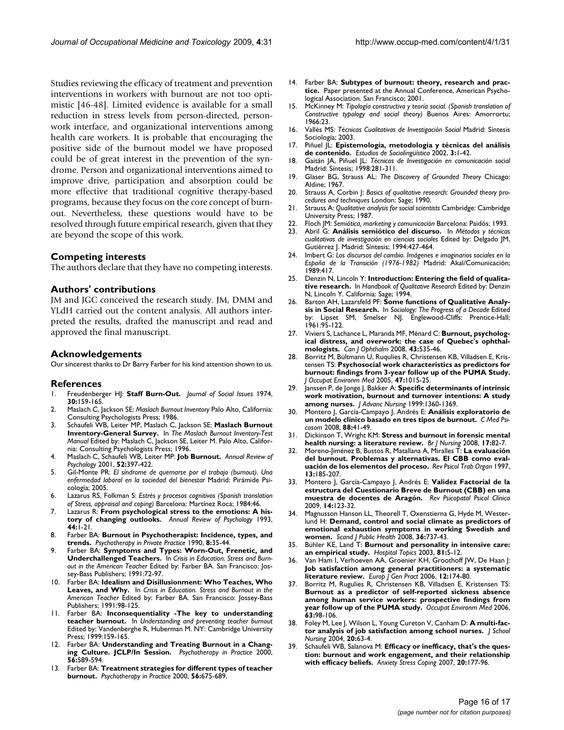Studies reviewing the efficacy of treatment and prevention interventions in workers with burnout are not too optimistic [46-48]. Limited evidence is available for a small reduction in stress levels from person-directed, person-work interface, and organizational interventions among health care workers. It is probable that encouraging the positive side of the burnout model we have proposed could be of great interest in the prevention of the syndrome. Person and organizational interventions aimed to improve drive, participation and absorption could be more effective that traditional cognitive therapy-based programs, because they focus on the core concept of burnout. Nevertheless, these questions would have to be resolved through future empirical research, given that they are beyond the scope of this work.

## Competing interests

The authors declare that they have no competing interests.

## Authors' contributions

JM and JGC conceived the research study. JM, DMM and YLdH carried out the content analysis. All authors interpreted the results, drafted the manuscript and read and approved the final manuscript.

## Acknowledgements

Our sincerest thanks to Dr Barry Farber for his kind attention shown to us.

## References

1. Freudenberger HJ: **Staff Burn-Out.** *Journal of Social Issues* 1974, **30:**159-165.
2. Maslach C, Jackson SE: *Maslach Burnout Inventory* Palo Alto, California: Consulting Psychologists Press; 1986.
3. Schaufeli WB, Leiter MP, Maslach C, Jackson SE: **Maslach Burnout Inventory-General Survey.** In *The Maslach Burnout Inventory-Test Manual* Edited by: Maslach C, Jackson SE, Leiter M. Palo Alto, California: Consulting Psychologists Press; 1996.
4. Maslach C, Schaufeli WB, Leiter MP: **Job Burnout.** *Annual Review of Psychology* 2001, **52:**397-422.
5. Gil-Monte PR: *El síndrome de quemarse por el trabajo (burnout). Una enfermedad laboral en la sociedad del bienestar* Madrid: Pirámide Psicología; 2005.
6. Lazarus RS, Folkman S: *Estrés y procesos cognitivos (Spanish translation of Stress, appraisal and coping)* Barcelona: Martínez Roca; 1984:46.
7. Lazarus R: **From psychological stress to the emotions: A history of changing outlooks.** *Annual Review of Psychology* 1993, **44:**1-21.
8. Farber BA: **Burnout in Psychotherapist: Incidence, types, and trends.** *Psychotherapy in Private Practice* 1990, **8:**35-44.
9. Farber BA: **Symptoms and Types: Worn-Out, Frenetic, and Underchallenged Teachers.** In *Crisis in Education. Stress and Burnout in the American Teacher* Edited by: Farber BA. San Francisco: Jossey-Bass Publishers; 1991:72-97.
10. Farber BA: **Idealism and Disillusionment: Who Teaches, Who Leaves, and Why.** In *Crisis in Education. Stress and Burnout in the American Teacher* Edited by: Farber BA. San Francisco: Jossey-Bass Publishers; 1991:98-125.
11. Farber BA: **Inconsequentiality -The key to understanding teacher burnout.** In *Understanding and preventing teacher burnout* Edited by: Vandenberghe R, Huberman M. NY: Cambridge University Press; 1999:159-165.
12. Farber BA: **Understanding and Treating Burnout in a Changing Culture. JCLP/In Session.** *Psychotherapy in Practice* 2000, **56:**589-594.
13. Farber BA: **Treatment strategies for different types of teacher burnout.** *Psychotherapy in Practice* 2000, **56:**675-689.
14. Farber BA: **Subtypes of burnout: theory, research and practice.** Paper presented at the Annual Conference, American Psychological Association. San Francisco; 2001.
15. McKinney M: *Tipología constructiva y teoría social. (Spanish translation of Constructive typology and social theory)* Buenos Aires: Amorrortu; 1966:23.
16. Vallés MS: *Técnicas Cualitativas de Investigación Social* Madrid: Síntesis Sociología; 2003.
17. Piñuel JL: **Epistemología, metodología y técnicas del análisis de contenido.** *Estudios de Sociolingüística* 2002, **3:**1-42.
18. Gaitán JA, Piñuel JL: *Técnicas de Investigación en comunicación social* Madrid: Síntesis; 1998:281-311.
19. Glaser BG, Strauss AL: *The Discovery of Grounded Theory* Chicago: Aldine; 1967.
20. Strauss A, Corbin J: *Basics of qualitative research: Grounded theory procedures and techniques* London: Sage; 1990.
21. Strauss A: *Qualitative analysis for social scientists* Cambridge: Cambridge University Press; 1987.
22. Floch JM: *Semiótica, marketing y comunicación* Barcelona: Paidós; 1993.
23. Abril G: **Análisis semiótico del discurso.** In *Métodos y técnicas cualitativas de investigación en ciencias sociales* Edited by: Delgado JM, Gutiérrez J. Madrid: Síntesis; 1994:427-464.
24. Imbert G: *Los discursos del cambio. Imágenes e imaginarios sociales en la España de la Transición (1976-1982)* Madrid: Akal/Comunicación; 1989:417.
25. Denzin N, Lincoln Y: **Introduction: Entering the field of qualitative research.** In *Handbook of Qualitative Research* Edited by: Denzin N, Lincoln Y. California: Sage; 1994.
26. Barton AH, Lazarsfeld PF: **Some functions of Qualitative Analysis in Social Research.** In *Sociology: The Progress of a Decade* Edited by: Lipset SM, Smelser NJ. Englewood-Cliffs: Prentice-Hall; 1961:95-122.
27. Viviers S, Lachance L, Maranda MF, Ménard C: **Burnout, psychological distress, and overwork: the case of Quebec's ophthalmologists.** *Can J Ophthalm* 2008, **43:**535-46.
28. Borritz M, Bültmann U, Rugulies R, Christensen KB, Villadsen E, Kristensen TS: **Psychosocial work characteristics as predictors for burnout: findings from 3-year follow up of the PUMA Study.** *J Occupat Environm Med* 2005, **47:**1015-25.
29. Janssen P, de Jonge J, Bakker A: **Specific determinants of intrinsic work motivation, burnout and turnover intentions: A study among nurses.** *J Advanc Nursing* 1999:1360-1369.
30. Montero J, García-Campayo J, Andrés E: **Análisis exploratorio de un modelo clínico basado en tres tipos de burnout.** *C Med Psicosom* 2008, **88:**41-49.
31. Dickinson T, Wright KM: **Stress and burnout in forensic mental health nursing: a literature review.** *Br J Nursing* 2008, **17:**82-7.
32. Moreno-Jiménez B, Bustos R, Matallana A, Miralles T: **La evaluación del burnout. Problemas y alternativas. El CBB como evaluación de los elementos del proceso.** *Rev Psicol Trab Organ* 1997, **13:**185-207.
33. Montero J, García-Campayo J, Andrés E: **Validez Factorial de la estructura del Cuestionario Breve de Burnout (CBB) en una muestra de docentes de Aragón.** *Rev Psicopatol Psicol Clínica* 2009, **14:**123-32.
34. Magnusson Hanson LL, Theorell T, Oxenstierna G, Hyde M, Westerlund H: **Demand, control and social climate as predictors of emotional exhaustion symptoms in working Swedish and women.** *Scand J Public Health* 2008, **36:**737-43.
35. Bühler KE, Land T: **Burnout and personality in intensive care: an empirical study.** *Hospital Topics* 2003, **81:**5-12.
36. Van Ham I, Verhoeven AA, Groenier KH, Groothoff JW, De Haan J: **Job satisfaction among general practitioners: a systematic literature review.** *Europ J Gen Pract* 2006, **12:**174-80.
37. Borritz M, Rugulies R, Christensen KB, Villadsen E, Kristensen TS: **Burnout as a predictor of self-reported sickness absence among human service workers: prospective findings from year follow up of the PUMA study.** *Occupat Environm Med* 2006, **63:**98-106.
38. Foley M, Lee J, Wilson L, Young Cureton V, Canham D: **A multi-factor analysis of job satisfaction among school nurses.** *J School Nursing* 2004, **20:**63-4.
39. Schaufeli WB, Salanova M: **Efficacy or inefficacy, that's the question: burnout and work engagement, and their relationship with efficacy beliefs.** *Anxiety Stress Coping* 2007, **20:**177-96.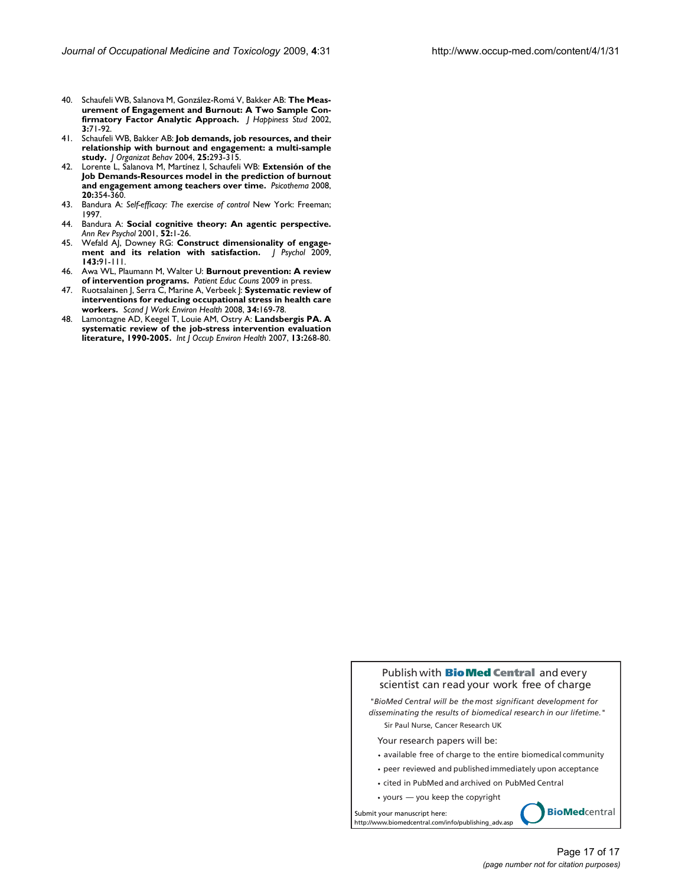40. Schaufeli WB, Salanova M, González-Romá V, Bakker AB: **The Measurement of Engagement and Burnout: A Two Sample Confirmatory Factor Analytic Approach.** *J Happiness Stud* 2002, **3:**71-92.
41. Schaufeli WB, Bakker AB: **Job demands, job resources, and their relationship with burnout and engagement: a multi-sample study.** *J Organizat Behav* 2004, **25:**293-315.
42. Lorente L, Salanova M, Martínez I, Schaufeli WB: **Extensión of the Job Demands-Resources model in the prediction of burnout and engagement among teachers over time.** *Psicothema* 2008, **20:**354-360.
43. Bandura A: *Self-efficacy: The exercise of control* New York: Freeman; 1997.
44. Bandura A: **Social cognitive theory: An agentic perspective.** *Ann Rev Psychol* 2001, **52:**1-26.
45. Wefald AJ, Downey RG: **Construct dimensionality of engagement and its relation with satisfaction.** *J Psychol* 2009, **143:**91-111.
46. Awa WL, Plaumann M, Walter U: **Burnout prevention: A review of intervention programs.** *Patient Educ Couns* 2009 in press.
47. Ruotsalainen J, Serra C, Marine A, Verbeek J: **Systematic review of interventions for reducing occupational stress in health care workers.** *Scand J Work Environ Health* 2008, **34:**169-78.
48. Lamontagne AD, Keegel T, Louie AM, Ostry A: **Landsbergis PA. A systematic review of the job-stress intervention evaluation literature, 1990-2005.** *Int J Occup Environ Health* 2007, **13:**268-80.

Publish with **BioMed Central** and every scientist can read your work free of charge

*"BioMed Central will be the most significant development for disseminating the results of biomedical research in our lifetime."*

Sir Paul Nurse, Cancer Research UK

Your research papers will be:

- available free of charge to the entire biomedical community
- peer reviewed and published immediately upon acceptance
- cited in PubMed and archived on PubMed Central
- yours — you keep the copyright

Submit your manuscript here:
http://www.biomedcentral.com/info/publishing_adv.asp

**BioMed**central